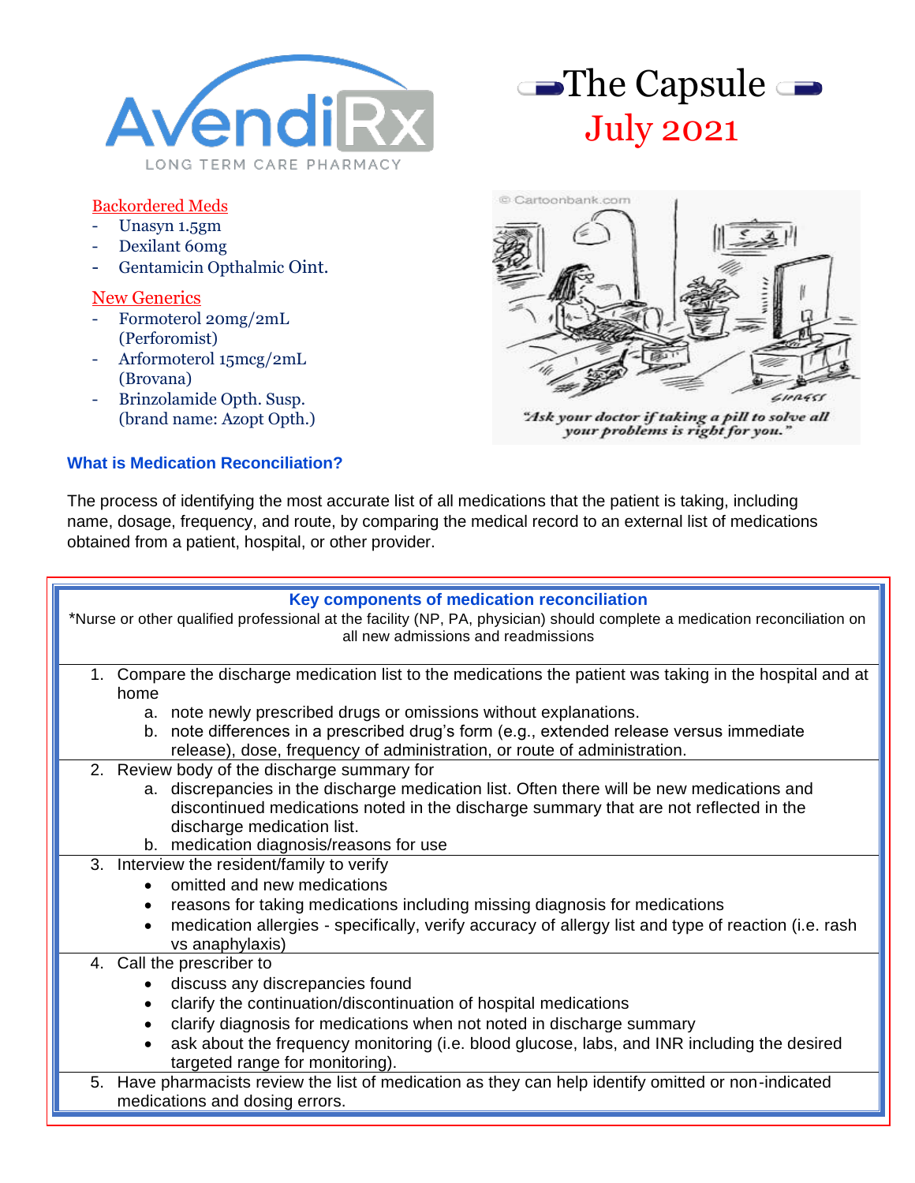AvendiRx

LONG TERM CARE PHARMACY

# The Capsule

## July 2021

### Backordered Meds

- Unasyn 1.5gm
- Dexilant 60mg
- Gentamicin Opthalmic Oint.

### New Generics

- Formoterol 20mg/2mL (Perforomist)
- Arformoterol 15mcg/2mL (Brovana)
- Brinzolamide Opth. Susp. (brand name: Azopt Opth.)

© Cartoonbank.com

*"Ask your doctor if taking a pill to solve all your problems is right for you."*

### What is Medication Reconciliation?

The process of identifying the most accurate list of all medications that the patient is taking, including name, dosage, frequency, and route, by comparing the medical record to an external list of medications obtained from a patient, hospital, or other provider.

### Key components of medication reconciliation

*Nurse or other qualified professional at the facility (NP, PA, physician) should complete a medication reconciliation on all new admissions and readmissions

1. Compare the discharge medication list to the medications the patient was taking in the hospital and at home
   a. note newly prescribed drugs or omissions without explanations.
   b. note differences in a prescribed drug's form (e.g., extended release versus immediate release), dose, frequency of administration, or route of administration.
2. Review body of the discharge summary for
   a. discrepancies in the discharge medication list. Often there will be new medications and discontinued medications noted in the discharge summary that are not reflected in the discharge medication list.
   b. medication diagnosis/reasons for use
3. Interview the resident/family to verify
   - omitted and new medications
   - reasons for taking medications including missing diagnosis for medications
   - medication allergies - specifically, verify accuracy of allergy list and type of reaction (i.e. rash vs anaphylaxis)
4. Call the prescriber to
   - discuss any discrepancies found
   - clarify the continuation/discontinuation of hospital medications
   - clarify diagnosis for medications when not noted in discharge summary
   - ask about the frequency monitoring (i.e. blood glucose, labs, and INR including the desired targeted range for monitoring).
5. Have pharmacists review the list of medication as they can help identify omitted or non-indicated medications and dosing errors.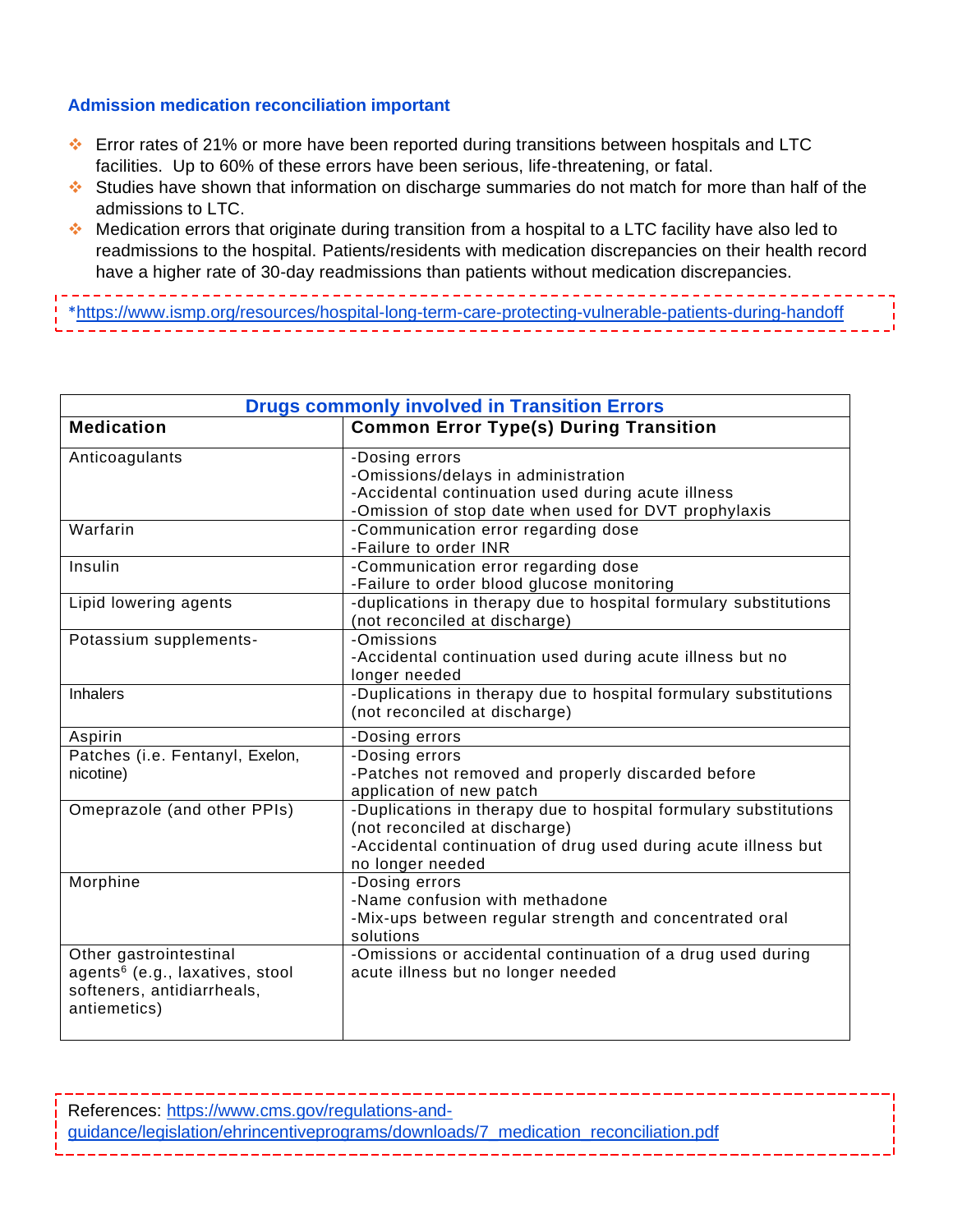## Admission medication reconciliation important

- Error rates of 21% or more have been reported during transitions between hospitals and LTC facilities. Up to 60% of these errors have been serious, life-threatening, or fatal.
- Studies have shown that information on discharge summaries do not match for more than half of the admissions to LTC.
- Medication errors that originate during transition from a hospital to a LTC facility have also led to readmissions to the hospital. Patients/residents with medication discrepancies on their health record have a higher rate of 30-day readmissions than patients without medication discrepancies.

*https://www.ismp.org/resources/hospital-long-term-care-protecting-vulnerable-patients-during-handoff

**Drugs commonly involved in Transition Errors**

| Medication | Common Error Type(s) During Transition |
|---|---|
| Anticoagulants | -Dosing errors<br>-Omissions/delays in administration<br>-Accidental continuation used during acute illness<br>-Omission of stop date when used for DVT prophylaxis |
| Warfarin | -Communication error regarding dose<br>-Failure to order INR |
| Insulin | -Communication error regarding dose<br>-Failure to order blood glucose monitoring |
| Lipid lowering agents | -duplications in therapy due to hospital formulary substitutions (not reconciled at discharge) |
| Potassium supplements- | -Omissions<br>-Accidental continuation used during acute illness but no longer needed |
| Inhalers | -Duplications in therapy due to hospital formulary substitutions (not reconciled at discharge) |
| Aspirin | -Dosing errors |
| Patches (i.e. Fentanyl, Exelon, nicotine) | -Dosing errors<br>-Patches not removed and properly discarded before application of new patch |
| Omeprazole (and other PPIs) | -Duplications in therapy due to hospital formulary substitutions (not reconciled at discharge)<br>-Accidental continuation of drug used during acute illness but no longer needed |
| Morphine | -Dosing errors<br>-Name confusion with methadone<br>-Mix-ups between regular strength and concentrated oral solutions |
| Other gastrointestinal agents[6] (e.g., laxatives, stool softeners, antidiarrheals, antiemetics) | -Omissions or accidental continuation of a drug used during acute illness but no longer needed |

References: https://www.cms.gov/regulations-and-guidance/legislation/ehrincentiveprograms/downloads/7_medication_reconciliation.pdf